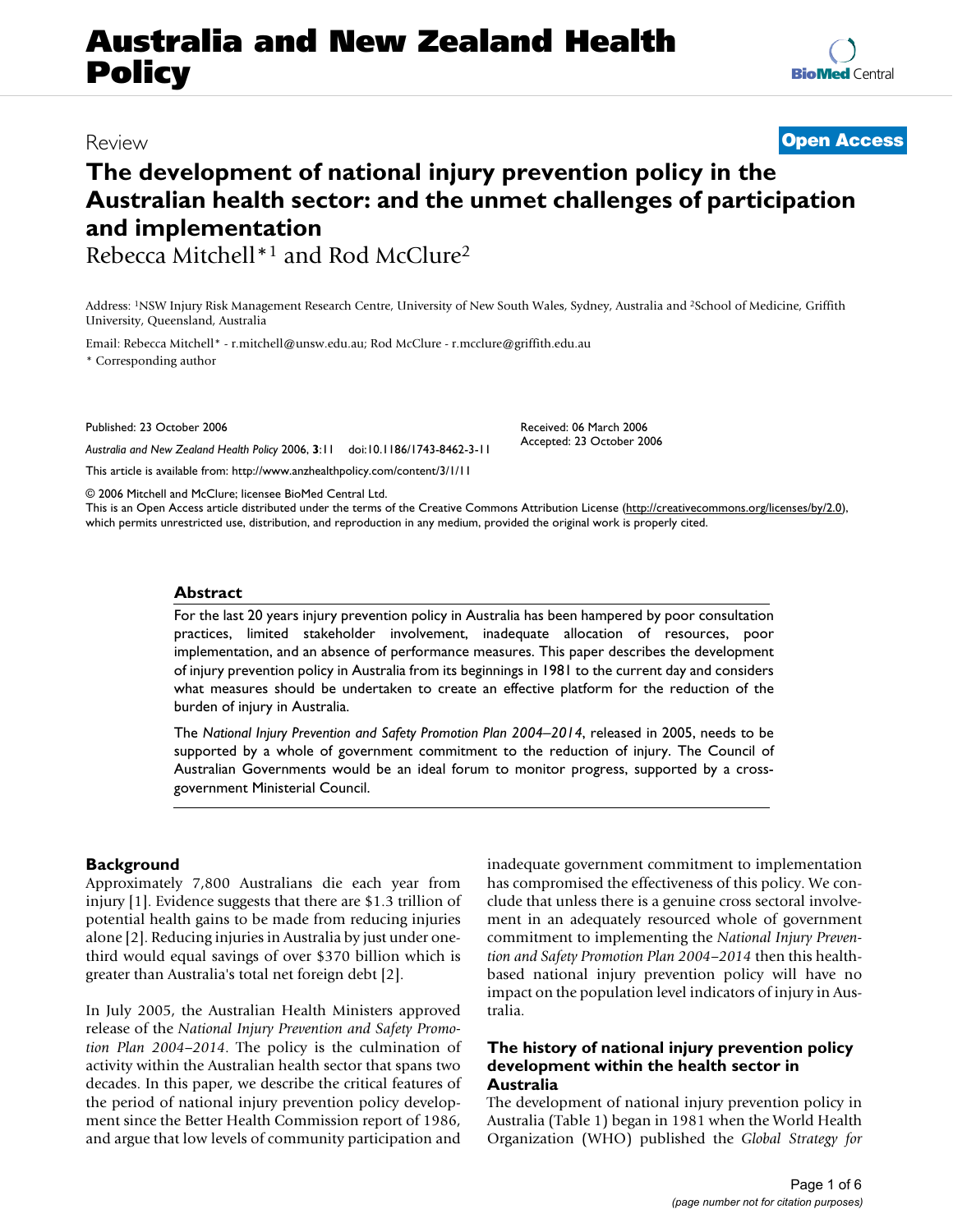# Australia and New Zealand Health Policy

Review

**Open Access**

## The development of national injury prevention policy in the Australian health sector: and the unmet challenges of participation and implementation

Rebecca Mitchell*[1] and Rod McClure[2]

Address: [1]NSW Injury Risk Management Research Centre, University of New South Wales, Sydney, Australia and [2]School of Medicine, Griffith University, Queensland, Australia

Email: Rebecca Mitchell* - r.mitchell@unsw.edu.au; Rod McClure - r.mcclure@griffith.edu.au

\* Corresponding author

Published: 23 October 2006

*Australia and New Zealand Health Policy* 2006, **3**:11 doi:10.1186/1743-8462-3-11

This article is available from: http://www.anzhealthpolicy.com/content/3/1/11

Received: 06 March 2006
Accepted: 23 October 2006

© 2006 Mitchell and McClure; licensee BioMed Central Ltd.
This is an Open Access article distributed under the terms of the Creative Commons Attribution License (http://creativecommons.org/licenses/by/2.0), which permits unrestricted use, distribution, and reproduction in any medium, provided the original work is properly cited.

### Abstract

For the last 20 years injury prevention policy in Australia has been hampered by poor consultation practices, limited stakeholder involvement, inadequate allocation of resources, poor implementation, and an absence of performance measures. This paper describes the development of injury prevention policy in Australia from its beginnings in 1981 to the current day and considers what measures should be undertaken to create an effective platform for the reduction of the burden of injury in Australia.

The *National Injury Prevention and Safety Promotion Plan 2004–2014*, released in 2005, needs to be supported by a whole of government commitment to the reduction of injury. The Council of Australian Governments would be an ideal forum to monitor progress, supported by a cross-government Ministerial Council.

### Background

Approximately 7,800 Australians die each year from injury [1]. Evidence suggests that there are $1.3 trillion of potential health gains to be made from reducing injuries alone [2]. Reducing injuries in Australia by just under one-third would equal savings of over $370 billion which is greater than Australia's total net foreign debt [2].

In July 2005, the Australian Health Ministers approved release of the *National Injury Prevention and Safety Promotion Plan 2004–2014*. The policy is the culmination of activity within the Australian health sector that spans two decades. In this paper, we describe the critical features of the period of national injury prevention policy development since the Better Health Commission report of 1986, and argue that low levels of community participation and inadequate government commitment to implementation has compromised the effectiveness of this policy. We conclude that unless there is a genuine cross sectoral involvement in an adequately resourced whole of government commitment to implementing the *National Injury Prevention and Safety Promotion Plan 2004–2014* then this health-based national injury prevention policy will have no impact on the population level indicators of injury in Australia.

### The history of national injury prevention policy development within the health sector in Australia

The development of national injury prevention policy in Australia (Table 1) began in 1981 when the World Health Organization (WHO) published the *Global Strategy for*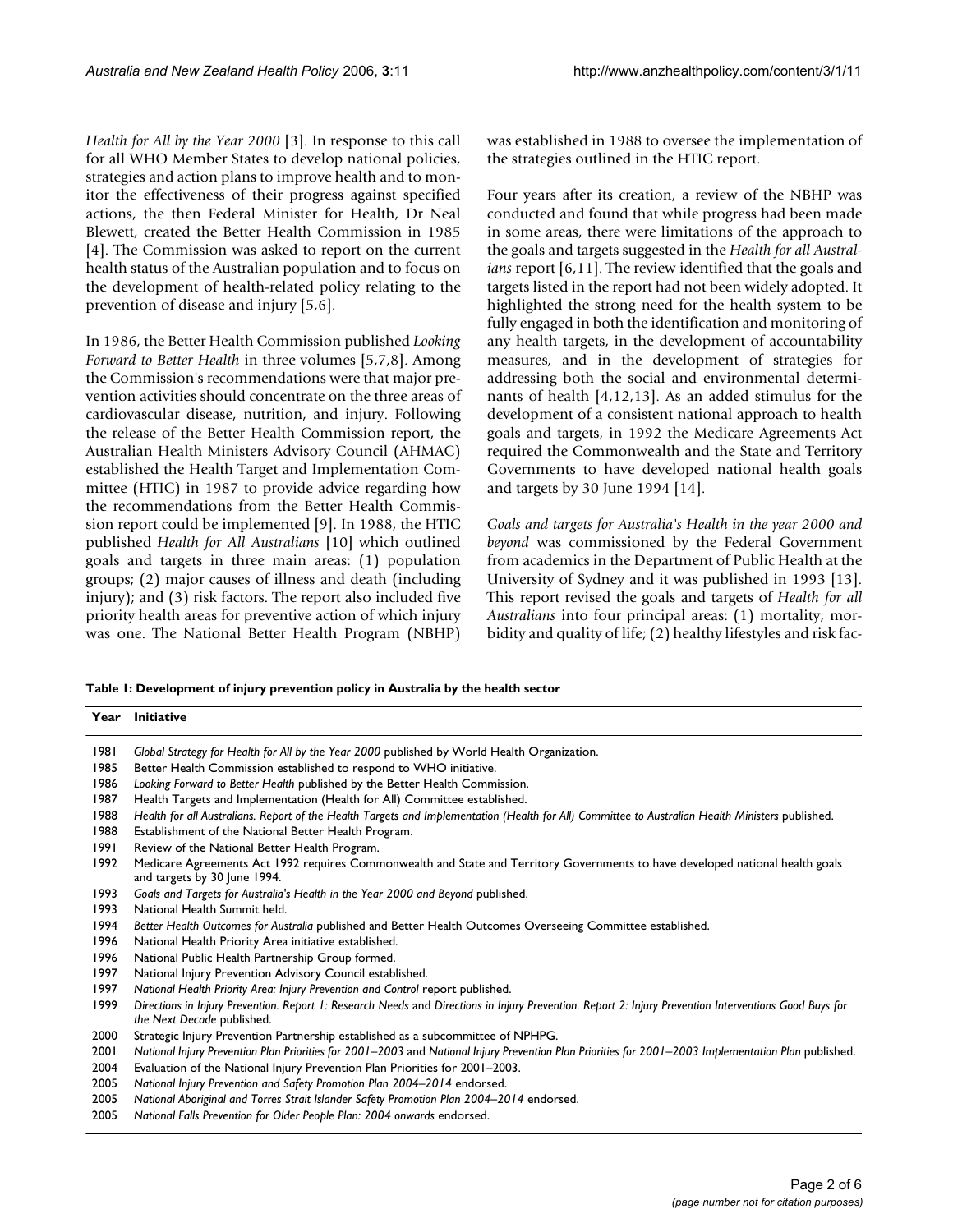*Health for All by the Year 2000* [3]. In response to this call for all WHO Member States to develop national policies, strategies and action plans to improve health and to monitor the effectiveness of their progress against specified actions, the then Federal Minister for Health, Dr Neal Blewett, created the Better Health Commission in 1985 [4]. The Commission was asked to report on the current health status of the Australian population and to focus on the development of health-related policy relating to the prevention of disease and injury [5,6].

In 1986, the Better Health Commission published *Looking Forward to Better Health* in three volumes [5,7,8]. Among the Commission's recommendations were that major prevention activities should concentrate on the three areas of cardiovascular disease, nutrition, and injury. Following the release of the Better Health Commission report, the Australian Health Ministers Advisory Council (AHMAC) established the Health Target and Implementation Committee (HTIC) in 1987 to provide advice regarding how the recommendations from the Better Health Commission report could be implemented [9]. In 1988, the HTIC published *Health for All Australians* [10] which outlined goals and targets in three main areas: (1) population groups; (2) major causes of illness and death (including injury); and (3) risk factors. The report also included five priority health areas for preventive action of which injury was one. The National Better Health Program (NBHP) was established in 1988 to oversee the implementation of the strategies outlined in the HTIC report.

Four years after its creation, a review of the NBHP was conducted and found that while progress had been made in some areas, there were limitations of the approach to the goals and targets suggested in the *Health for all Australians* report [6,11]. The review identified that the goals and targets listed in the report had not been widely adopted. It highlighted the strong need for the health system to be fully engaged in both the identification and monitoring of any health targets, in the development of accountability measures, and in the development of strategies for addressing both the social and environmental determinants of health [4,12,13]. As an added stimulus for the development of a consistent national approach to health goals and targets, in 1992 the Medicare Agreements Act required the Commonwealth and the State and Territory Governments to have developed national health goals and targets by 30 June 1994 [14].

*Goals and targets for Australia's Health in the year 2000 and beyond* was commissioned by the Federal Government from academics in the Department of Public Health at the University of Sydney and it was published in 1993 [13]. This report revised the goals and targets of *Health for all Australians* into four principal areas: (1) mortality, morbidity and quality of life; (2) healthy lifestyles and risk fac-

**Table 1: Development of injury prevention policy in Australia by the health sector**

| Year | Initiative |
|---|---|
| 1981 | *Global Strategy for Health for All by the Year 2000* published by World Health Organization. |
| 1985 | Better Health Commission established to respond to WHO initiative. |
| 1986 | *Looking Forward to Better Health* published by the Better Health Commission. |
| 1987 | Health Targets and Implementation (Health for All) Committee established. |
| 1988 | *Health for all Australians. Report of the Health Targets and Implementation (Health for All) Committee to Australian Health Ministers* published. |
| 1988 | Establishment of the National Better Health Program. |
| 1991 | Review of the National Better Health Program. |
| 1992 | Medicare Agreements Act 1992 requires Commonwealth and State and Territory Governments to have developed national health goals and targets by 30 June 1994. |
| 1993 | *Goals and Targets for Australia's Health in the Year 2000 and Beyond* published. |
| 1993 | National Health Summit held. |
| 1994 | *Better Health Outcomes for Australia* published and Better Health Outcomes Overseeing Committee established. |
| 1996 | National Health Priority Area initiative established. |
| 1996 | National Public Health Partnership Group formed. |
| 1997 | National Injury Prevention Advisory Council established. |
| 1997 | *National Health Priority Area: Injury Prevention and Control* report published. |
| 1999 | *Directions in Injury Prevention. Report 1: Research Needs* and *Directions in Injury Prevention. Report 2: Injury Prevention Interventions Good Buys for the Next Decade* published. |
| 2000 | Strategic Injury Prevention Partnership established as a subcommittee of NPHPG. |
| 2001 | *National Injury Prevention Plan Priorities for 2001–2003* and *National Injury Prevention Plan Priorities for 2001–2003 Implementation Plan* published. |
| 2004 | Evaluation of the National Injury Prevention Plan Priorities for 2001–2003. |
| 2005 | *National Injury Prevention and Safety Promotion Plan 2004–2014* endorsed. |
| 2005 | *National Aboriginal and Torres Strait Islander Safety Promotion Plan 2004–2014* endorsed. |
| 2005 | *National Falls Prevention for Older People Plan: 2004 onwards* endorsed. |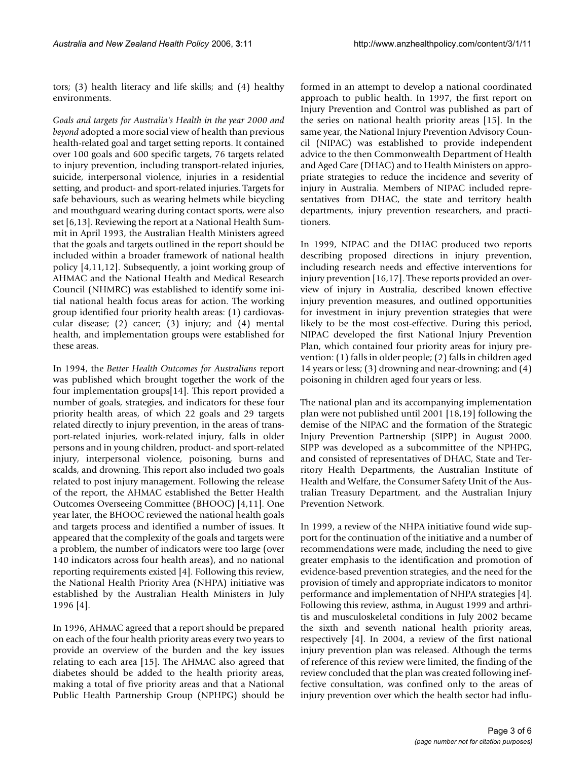tors; (3) health literacy and life skills; and (4) healthy environments.

*Goals and targets for Australia's Health in the year 2000 and beyond* adopted a more social view of health than previous health-related goal and target setting reports. It contained over 100 goals and 600 specific targets, 76 targets related to injury prevention, including transport-related injuries, suicide, interpersonal violence, injuries in a residential setting, and product- and sport-related injuries. Targets for safe behaviours, such as wearing helmets while bicycling and mouthguard wearing during contact sports, were also set [6,13]. Reviewing the report at a National Health Summit in April 1993, the Australian Health Ministers agreed that the goals and targets outlined in the report should be included within a broader framework of national health policy [4,11,12]. Subsequently, a joint working group of AHMAC and the National Health and Medical Research Council (NHMRC) was established to identify some initial national health focus areas for action. The working group identified four priority health areas: (1) cardiovascular disease; (2) cancer; (3) injury; and (4) mental health, and implementation groups were established for these areas.

In 1994, the *Better Health Outcomes for Australians* report was published which brought together the work of the four implementation groups[14]. This report provided a number of goals, strategies, and indicators for these four priority health areas, of which 22 goals and 29 targets related directly to injury prevention, in the areas of transport-related injuries, work-related injury, falls in older persons and in young children, product- and sport-related injury, interpersonal violence, poisoning, burns and scalds, and drowning. This report also included two goals related to post injury management. Following the release of the report, the AHMAC established the Better Health Outcomes Overseeing Committee (BHOOC) [4,11]. One year later, the BHOOC reviewed the national health goals and targets process and identified a number of issues. It appeared that the complexity of the goals and targets were a problem, the number of indicators were too large (over 140 indicators across four health areas), and no national reporting requirements existed [4]. Following this review, the National Health Priority Area (NHPA) initiative was established by the Australian Health Ministers in July 1996 [4].

In 1996, AHMAC agreed that a report should be prepared on each of the four health priority areas every two years to provide an overview of the burden and the key issues relating to each area [15]. The AHMAC also agreed that diabetes should be added to the health priority areas, making a total of five priority areas and that a National Public Health Partnership Group (NPHPG) should be formed in an attempt to develop a national coordinated approach to public health. In 1997, the first report on Injury Prevention and Control was published as part of the series on national health priority areas [15]. In the same year, the National Injury Prevention Advisory Council (NIPAC) was established to provide independent advice to the then Commonwealth Department of Health and Aged Care (DHAC) and to Health Ministers on appropriate strategies to reduce the incidence and severity of injury in Australia. Members of NIPAC included representatives from DHAC, the state and territory health departments, injury prevention researchers, and practitioners.

In 1999, NIPAC and the DHAC produced two reports describing proposed directions in injury prevention, including research needs and effective interventions for injury prevention [16,17]. These reports provided an overview of injury in Australia, described known effective injury prevention measures, and outlined opportunities for investment in injury prevention strategies that were likely to be the most cost-effective. During this period, NIPAC developed the first National Injury Prevention Plan, which contained four priority areas for injury prevention: (1) falls in older people; (2) falls in children aged 14 years or less; (3) drowning and near-drowning; and (4) poisoning in children aged four years or less.

The national plan and its accompanying implementation plan were not published until 2001 [18,19] following the demise of the NIPAC and the formation of the Strategic Injury Prevention Partnership (SIPP) in August 2000. SIPP was developed as a subcommittee of the NPHPG, and consisted of representatives of DHAC, State and Territory Health Departments, the Australian Institute of Health and Welfare, the Consumer Safety Unit of the Australian Treasury Department, and the Australian Injury Prevention Network.

In 1999, a review of the NHPA initiative found wide support for the continuation of the initiative and a number of recommendations were made, including the need to give greater emphasis to the identification and promotion of evidence-based prevention strategies, and the need for the provision of timely and appropriate indicators to monitor performance and implementation of NHPA strategies [4]. Following this review, asthma, in August 1999 and arthritis and musculoskeletal conditions in July 2002 became the sixth and seventh national health priority areas, respectively [4]. In 2004, a review of the first national injury prevention plan was released. Although the terms of reference of this review were limited, the finding of the review concluded that the plan was created following ineffective consultation, was confined only to the areas of injury prevention over which the health sector had influ-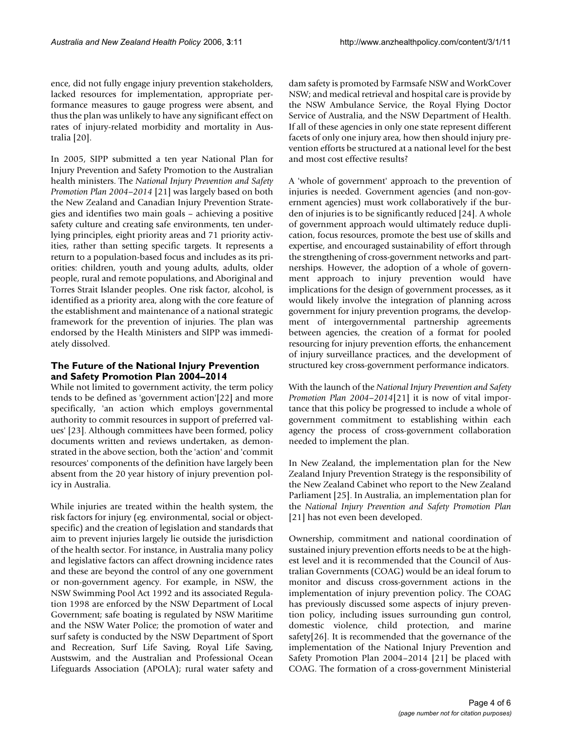ence, did not fully engage injury prevention stakeholders, lacked resources for implementation, appropriate performance measures to gauge progress were absent, and thus the plan was unlikely to have any significant effect on rates of injury-related morbidity and mortality in Australia [20].

In 2005, SIPP submitted a ten year National Plan for Injury Prevention and Safety Promotion to the Australian health ministers. The *National Injury Prevention and Safety Promotion Plan 2004–2014* [21] was largely based on both the New Zealand and Canadian Injury Prevention Strategies and identifies two main goals – achieving a positive safety culture and creating safe environments, ten underlying principles, eight priority areas and 71 priority activities, rather than setting specific targets. It represents a return to a population-based focus and includes as its priorities: children, youth and young adults, adults, older people, rural and remote populations, and Aboriginal and Torres Strait Islander peoples. One risk factor, alcohol, is identified as a priority area, along with the core feature of the establishment and maintenance of a national strategic framework for the prevention of injuries. The plan was endorsed by the Health Ministers and SIPP was immediately dissolved.

## The Future of the National Injury Prevention and Safety Promotion Plan 2004–2014

While not limited to government activity, the term policy tends to be defined as 'government action'[22] and more specifically, 'an action which employs governmental authority to commit resources in support of preferred values' [23]. Although committees have been formed, policy documents written and reviews undertaken, as demonstrated in the above section, both the 'action' and 'commit resources' components of the definition have largely been absent from the 20 year history of injury prevention policy in Australia.

While injuries are treated within the health system, the risk factors for injury (eg. environmental, social or object-specific) and the creation of legislation and standards that aim to prevent injuries largely lie outside the jurisdiction of the health sector. For instance, in Australia many policy and legislative factors can affect drowning incidence rates and these are beyond the control of any one government or non-government agency. For example, in NSW, the NSW Swimming Pool Act 1992 and its associated Regulation 1998 are enforced by the NSW Department of Local Government; safe boating is regulated by NSW Maritime and the NSW Water Police; the promotion of water and surf safety is conducted by the NSW Department of Sport and Recreation, Surf Life Saving, Royal Life Saving, Austswim, and the Australian and Professional Ocean Lifeguards Association (APOLA); rural water safety and dam safety is promoted by Farmsafe NSW and WorkCover NSW; and medical retrieval and hospital care is provide by the NSW Ambulance Service, the Royal Flying Doctor Service of Australia, and the NSW Department of Health. If all of these agencies in only one state represent different facets of only one injury area, how then should injury prevention efforts be structured at a national level for the best and most cost effective results?

A 'whole of government' approach to the prevention of injuries is needed. Government agencies (and non-government agencies) must work collaboratively if the burden of injuries is to be significantly reduced [24]. A whole of government approach would ultimately reduce duplication, focus resources, promote the best use of skills and expertise, and encouraged sustainability of effort through the strengthening of cross-government networks and partnerships. However, the adoption of a whole of government approach to injury prevention would have implications for the design of government processes, as it would likely involve the integration of planning across government for injury prevention programs, the development of intergovernmental partnership agreements between agencies, the creation of a format for pooled resourcing for injury prevention efforts, the enhancement of injury surveillance practices, and the development of structured key cross-government performance indicators.

With the launch of the *National Injury Prevention and Safety Promotion Plan 2004–2014*[21] it is now of vital importance that this policy be progressed to include a whole of government commitment to establishing within each agency the process of cross-government collaboration needed to implement the plan.

In New Zealand, the implementation plan for the New Zealand Injury Prevention Strategy is the responsibility of the New Zealand Cabinet who report to the New Zealand Parliament [25]. In Australia, an implementation plan for the *National Injury Prevention and Safety Promotion Plan* [21] has not even been developed.

Ownership, commitment and national coordination of sustained injury prevention efforts needs to be at the highest level and it is recommended that the Council of Australian Governments (COAG) would be an ideal forum to monitor and discuss cross-government actions in the implementation of injury prevention policy. The COAG has previously discussed some aspects of injury prevention policy, including issues surrounding gun control, domestic violence, child protection, and marine safety[26]. It is recommended that the governance of the implementation of the National Injury Prevention and Safety Promotion Plan 2004–2014 [21] be placed with COAG. The formation of a cross-government Ministerial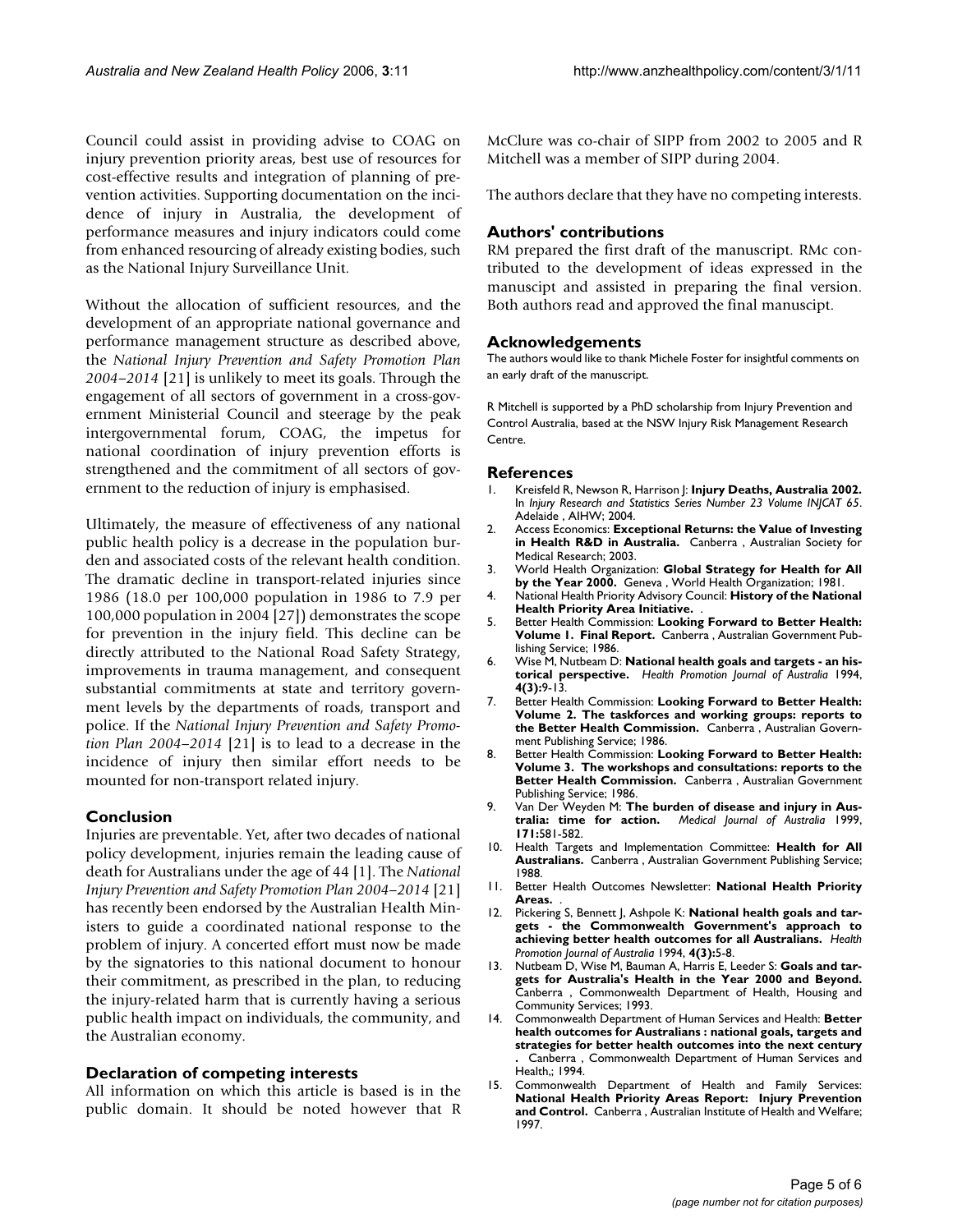Council could assist in providing advise to COAG on injury prevention priority areas, best use of resources for cost-effective results and integration of planning of prevention activities. Supporting documentation on the incidence of injury in Australia, the development of performance measures and injury indicators could come from enhanced resourcing of already existing bodies, such as the National Injury Surveillance Unit.

Without the allocation of sufficient resources, and the development of an appropriate national governance and performance management structure as described above, the *National Injury Prevention and Safety Promotion Plan 2004–2014* [21] is unlikely to meet its goals. Through the engagement of all sectors of government in a cross-government Ministerial Council and steerage by the peak intergovernmental forum, COAG, the impetus for national coordination of injury prevention efforts is strengthened and the commitment of all sectors of government to the reduction of injury is emphasised.

Ultimately, the measure of effectiveness of any national public health policy is a decrease in the population burden and associated costs of the relevant health condition. The dramatic decline in transport-related injuries since 1986 (18.0 per 100,000 population in 1986 to 7.9 per 100,000 population in 2004 [27]) demonstrates the scope for prevention in the injury field. This decline can be directly attributed to the National Road Safety Strategy, improvements in trauma management, and consequent substantial commitments at state and territory government levels by the departments of roads, transport and police. If the *National Injury Prevention and Safety Promotion Plan 2004–2014* [21] is to lead to a decrease in the incidence of injury then similar effort needs to be mounted for non-transport related injury.

## Conclusion

Injuries are preventable. Yet, after two decades of national policy development, injuries remain the leading cause of death for Australians under the age of 44 [1]. The *National Injury Prevention and Safety Promotion Plan 2004–2014* [21] has recently been endorsed by the Australian Health Ministers to guide a coordinated national response to the problem of injury. A concerted effort must now be made by the signatories to this national document to honour their commitment, as prescribed in the plan, to reducing the injury-related harm that is currently having a serious public health impact on individuals, the community, and the Australian economy.

## Declaration of competing interests

All information on which this article is based is in the public domain. It should be noted however that R McClure was co-chair of SIPP from 2002 to 2005 and R Mitchell was a member of SIPP during 2004.

The authors declare that they have no competing interests.

## Authors' contributions

RM prepared the first draft of the manuscript. RMc contributed to the development of ideas expressed in the manuscipt and assisted in preparing the final version. Both authors read and approved the final manuscipt.

## Acknowledgements

The authors would like to thank Michele Foster for insightful comments on an early draft of the manuscript.

R Mitchell is supported by a PhD scholarship from Injury Prevention and Control Australia, based at the NSW Injury Risk Management Research Centre.

## References

1. Kreisfeld R, Newson R, Harrison J: **Injury Deaths, Australia 2002.** In *Injury Research and Statistics Series Number 23 Volume INJCAT 65*. Adelaide , AIHW; 2004.
2. Access Economics: **Exceptional Returns: the Value of Investing in Health R&D in Australia.** Canberra , Australian Society for Medical Research; 2003.
3. World Health Organization: **Global Strategy for Health for All by the Year 2000.** Geneva , World Health Organization; 1981.
4. National Health Priority Advisory Council: **History of the National Health Priority Area Initiative.** .
5. Better Health Commission: **Looking Forward to Better Health: Volume 1. Final Report.** Canberra , Australian Government Publishing Service; 1986.
6. Wise M, Nutbeam D: **National health goals and targets - an historical perspective.** *Health Promotion Journal of Australia* 1994, **4(3):**9-13.
7. Better Health Commission: **Looking Forward to Better Health: Volume 2. The taskforces and working groups: reports to the Better Health Commission.** Canberra , Australian Government Publishing Service; 1986.
8. Better Health Commission: **Looking Forward to Better Health: Volume 3. The workshops and consultations: reports to the Better Health Commission.** Canberra , Australian Government Publishing Service; 1986.
9. Van Der Weyden M: **The burden of disease and injury in Australia: time for action.** *Medical Journal of Australia* 1999, **171:**581-582.
10. Health Targets and Implementation Committee: **Health for All Australians.** Canberra , Australian Government Publishing Service; 1988.
11. Better Health Outcomes Newsletter: **National Health Priority Areas.** .
12. Pickering S, Bennett J, Ashpole K: **National health goals and targets - the Commonwealth Government's approach to achieving better health outcomes for all Australians.** *Health Promotion Journal of Australia* 1994, **4(3):**5-8.
13. Nutbeam D, Wise M, Bauman A, Harris E, Leeder S: **Goals and targets for Australia's Health in the Year 2000 and Beyond.** Canberra , Commonwealth Department of Health, Housing and Community Services; 1993.
14. Commonwealth Department of Human Services and Health: **Better health outcomes for Australians : national goals, targets and strategies for better health outcomes into the next century .** Canberra , Commonwealth Department of Human Services and Health,; 1994.
15. Commonwealth Department of Health and Family Services: **National Health Priority Areas Report: Injury Prevention and Control.** Canberra , Australian Institute of Health and Welfare; 1997.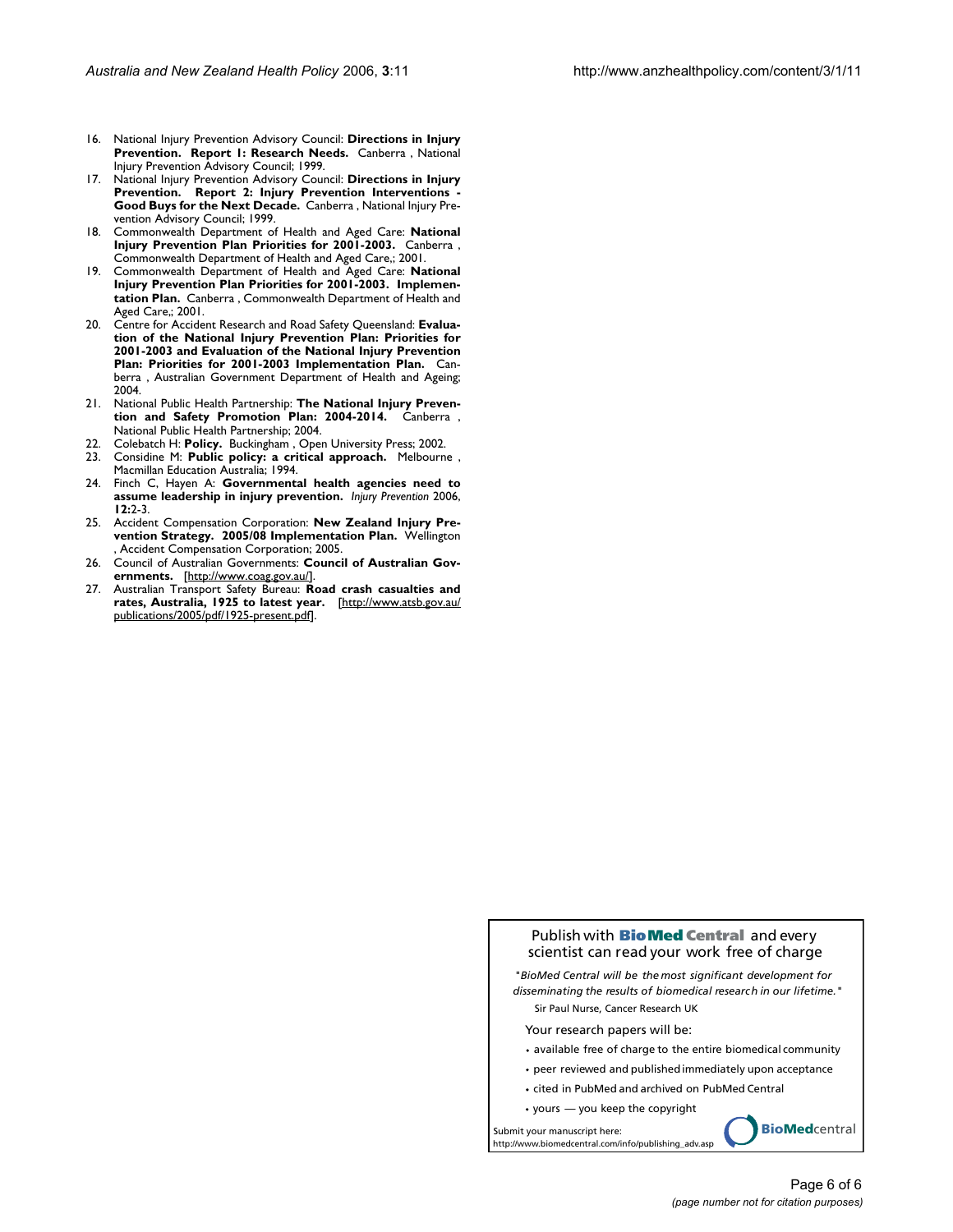16. National Injury Prevention Advisory Council: **Directions in Injury Prevention. Report 1: Research Needs.** Canberra , National Injury Prevention Advisory Council; 1999.
17. National Injury Prevention Advisory Council: **Directions in Injury Prevention. Report 2: Injury Prevention Interventions - Good Buys for the Next Decade.** Canberra , National Injury Prevention Advisory Council; 1999.
18. Commonwealth Department of Health and Aged Care: **National Injury Prevention Plan Priorities for 2001-2003.** Canberra , Commonwealth Department of Health and Aged Care,; 2001.
19. Commonwealth Department of Health and Aged Care: **National Injury Prevention Plan Priorities for 2001-2003. Implementation Plan.** Canberra , Commonwealth Department of Health and Aged Care,; 2001.
20. Centre for Accident Research and Road Safety Queensland: **Evaluation of the National Injury Prevention Plan: Priorities for 2001-2003 and Evaluation of the National Injury Prevention Plan: Priorities for 2001-2003 Implementation Plan.** Canberra , Australian Government Department of Health and Ageing; 2004.
21. National Public Health Partnership: **The National Injury Prevention and Safety Promotion Plan: 2004-2014.** Canberra , National Public Health Partnership; 2004.
22. Colebatch H: **Policy.** Buckingham , Open University Press; 2002.
23. Considine M: **Public policy: a critical approach.** Melbourne , Macmillan Education Australia; 1994.
24. Finch C, Hayen A: **Governmental health agencies need to assume leadership in injury prevention.** *Injury Prevention* 2006, **12:**2-3.
25. Accident Compensation Corporation: **New Zealand Injury Prevention Strategy. 2005/08 Implementation Plan.** Wellington , Accident Compensation Corporation; 2005.
26. Council of Australian Governments: **Council of Australian Governments.** [http://www.coag.gov.au/].
27. Australian Transport Safety Bureau: **Road crash casualties and rates, Australia, 1925 to latest year.** [http://www.atsb.gov.au/publications/2005/pdf/1925-present.pdf].

Publish with **BioMed Central** and every scientist can read your work free of charge

*"BioMed Central will be the most significant development for disseminating the results of biomedical research in our lifetime."*

Sir Paul Nurse, Cancer Research UK

Your research papers will be:

- available free of charge to the entire biomedical community
- peer reviewed and published immediately upon acceptance
- cited in PubMed and archived on PubMed Central
- yours — you keep the copyright

Submit your manuscript here:
http://www.biomedcentral.com/info/publishing_adv.asp

**BioMed**central